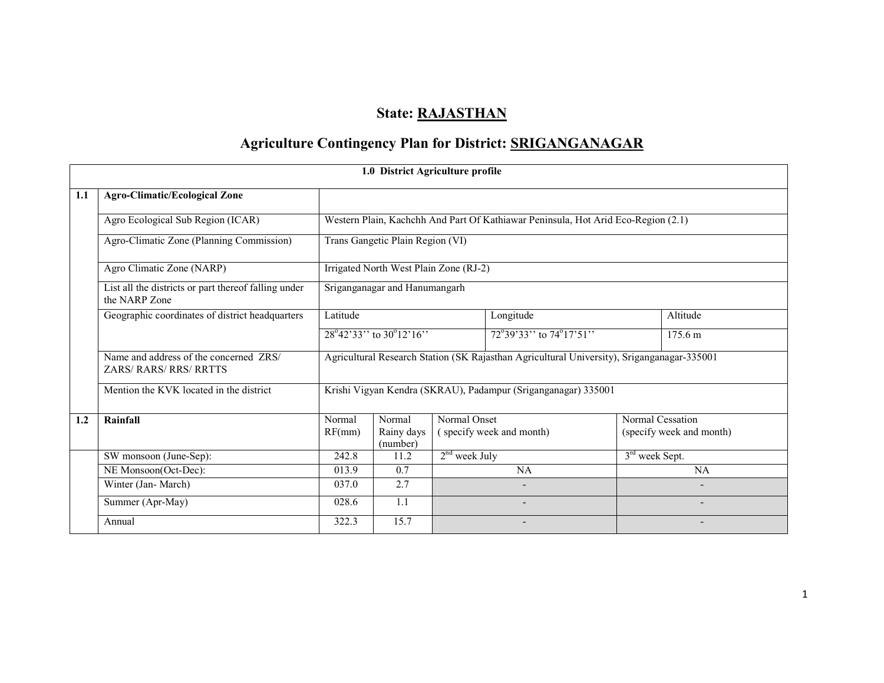# State: RAJASTHAN

## Agriculture Contingency Plan for District: SRIGANGANAGAR

| 1.0 District Agriculture profile | | | | | | |
|---|---|---|---|---|---|---|
| **1.1** | **Agro-Climatic/Ecological Zone** | | | | | |
| | Agro Ecological Sub Region (ICAR) | Western Plain, Kachchh And Part Of Kathiawar Peninsula, Hot Arid Eco-Region (2.1) | | | | |
| | Agro-Climatic Zone (Planning Commission) | Trans Gangetic Plain Region (VI) | | | | |
| | Agro Climatic Zone (NARP) | Irrigated North West Plain Zone (RJ-2) | | | | |
| | List all the districts or part thereof falling under the NARP Zone | Sriganganagar and Hanumangarh | | | | |
| | Geographic coordinates of district headquarters | Latitude | | Longitude | | Altitude |
| | | 28°42'33'' to 30°12'16'' | | 72°39'33'' to 74°17'51'' | | 175.6 m |
| | Name and address of the concerned ZRS/ ZARS/ RARS/ RRS/ RRTTS | Agricultural Research Station (SK Rajasthan Agricultural University), Sriganganagar-335001 | | | | |
| | Mention the KVK located in the district | Krishi Vigyan Kendra (SKRAU), Padampur (Sriganganagar) 335001 | | | | |
| **1.2** | **Rainfall** | Normal RF(mm) | Normal Rainy days (number) | Normal Onset ( specify week and month) | Normal Cessation (specify week and month) | |
| | SW monsoon (June-Sep): | 242.8 | 11.2 | 2nd week July | 3rd week Sept. | |
| | NE Monsoon(Oct-Dec): | 013.9 | 0.7 | NA | NA | |
| | Winter (Jan- March) | 037.0 | 2.7 | - | - | |
| | Summer (Apr-May) | 028.6 | 1.1 | - | - | |
| | Annual | 322.3 | 15.7 | - | - | |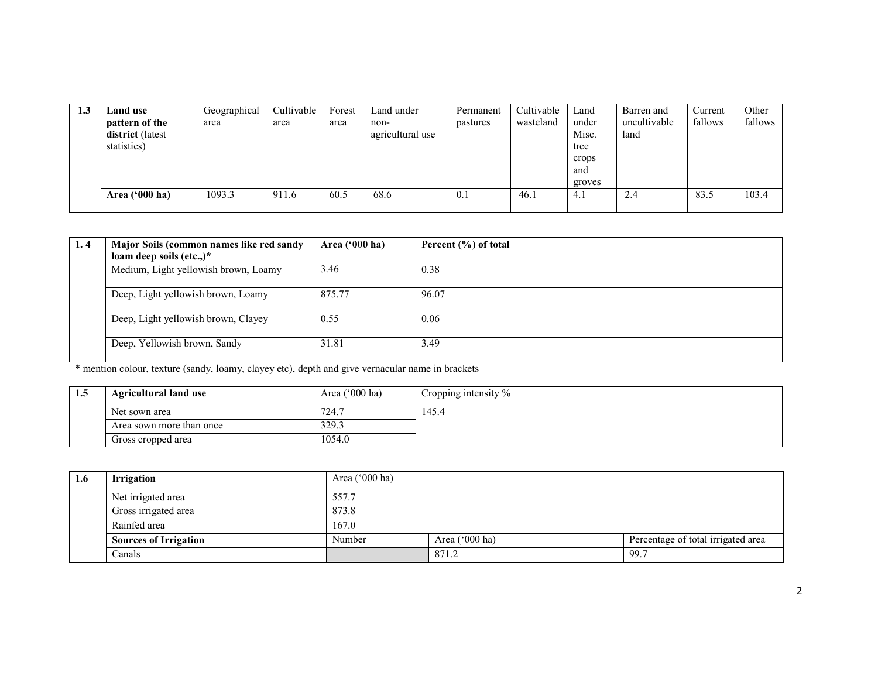| 1.3 | Land use pattern of the district (latest statistics) | Geographical area | Cultivable area | Forest area | Land under non-agricultural use | Permanent pastures | Cultivable wasteland | Land under Misc. tree crops and groves | Barren and uncultivable land | Current fallows | Other fallows |
|---|---|---|---|---|---|---|---|---|---|---|---|
| | **Area ('000 ha)** | 1093.3 | 911.6 | 60.5 | 68.6 | 0.1 | 46.1 | 4.1 | 2.4 | 83.5 | 103.4 |

| 1. 4 | Major Soils (common names like red sandy loam deep soils (etc.,)* | Area ('000 ha) | Percent (%) of total |
|---|---|---|---|
| | Medium, Light yellowish brown, Loamy | 3.46 | 0.38 |
| | Deep, Light yellowish brown, Loamy | 875.77 | 96.07 |
| | Deep, Light yellowish brown, Clayey | 0.55 | 0.06 |
| | Deep, Yellowish brown, Sandy | 31.81 | 3.49 |

* mention colour, texture (sandy, loamy, clayey etc), depth and give vernacular name in brackets

| 1.5 | Agricultural land use | Area ('000 ha) | Cropping intensity % |
|---|---|---|---|
| | Net sown area | 724.7 | 145.4 |
| | Area sown more than once | 329.3 | |
| | Gross cropped area | 1054.0 | |

| 1.6 | Irrigation | Area ('000 ha) | | |
|---|---|---|---|---|
| | Net irrigated area | 557.7 | | |
| | Gross irrigated area | 873.8 | | |
| | Rainfed area | 167.0 | | |
| | **Sources of Irrigation** | Number | Area ('000 ha) | Percentage of total irrigated area |
| | Canals | | 871.2 | 99.7 |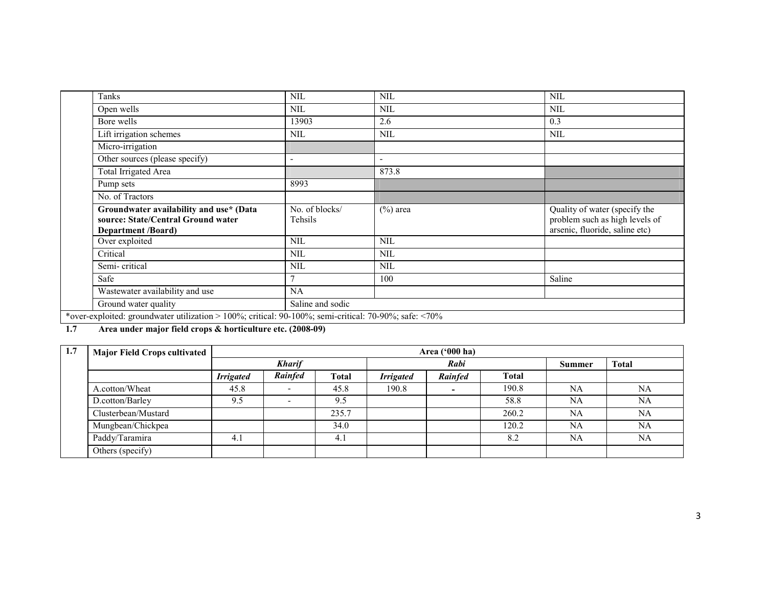| | | | |
|---|---|---|---|
| Tanks | NIL | NIL | NIL |
| Open wells | NIL | NIL | NIL |
| Bore wells | 13903 | 2.6 | 0.3 |
| Lift irrigation schemes | NIL | NIL | NIL |
| Micro-irrigation | | | |
| Other sources (please specify) | - | - | |
| Total Irrigated Area | | 873.8 | |
| Pump sets | 8993 | | |
| No. of Tractors | | | |
| **Groundwater availability and use* (Data source: State/Central Ground water Department /Board)** | No. of blocks/ Tehsils | (%) area | Quality of water (specify the problem such as high levels of arsenic, fluoride, saline etc) |
| Over exploited | NIL | NIL | |
| Critical | NIL | NIL | |
| Semi- critical | NIL | NIL | |
| Safe | 7 | 100 | Saline |
| Wastewater availability and use | NA | | |
| Ground water quality | Saline and sodic | | |

*over-exploited: groundwater utilization > 100%; critical: 90-100%; semi-critical: 70-90%; safe: <70%

**1.7 Area under major field crops & horticulture etc. (2008-09)**

| 1.7 | Major Field Crops cultivated | Area ('000 ha) | | | | | | | |
|---|---|---|---|---|---|---|---|---|---|
| | | ***Kharif*** | | | ***Rabi*** | | | **Summer** | **Total** |
| | | ***Irrigated*** | ***Rainfed*** | **Total** | ***Irrigated*** | ***Rainfed*** | **Total** | | |
| | A.cotton/Wheat | 45.8 | - | 45.8 | 190.8 | - | 190.8 | NA | NA |
| | D.cotton/Barley | 9.5 | - | 9.5 | | | 58.8 | NA | NA |
| | Clusterbean/Mustard | | | 235.7 | | | 260.2 | NA | NA |
| | Mungbean/Chickpea | | | 34.0 | | | 120.2 | NA | NA |
| | Paddy/Taramira | 4.1 | | 4.1 | | | 8.2 | NA | NA |
| | Others (specify) | | | | | | | | |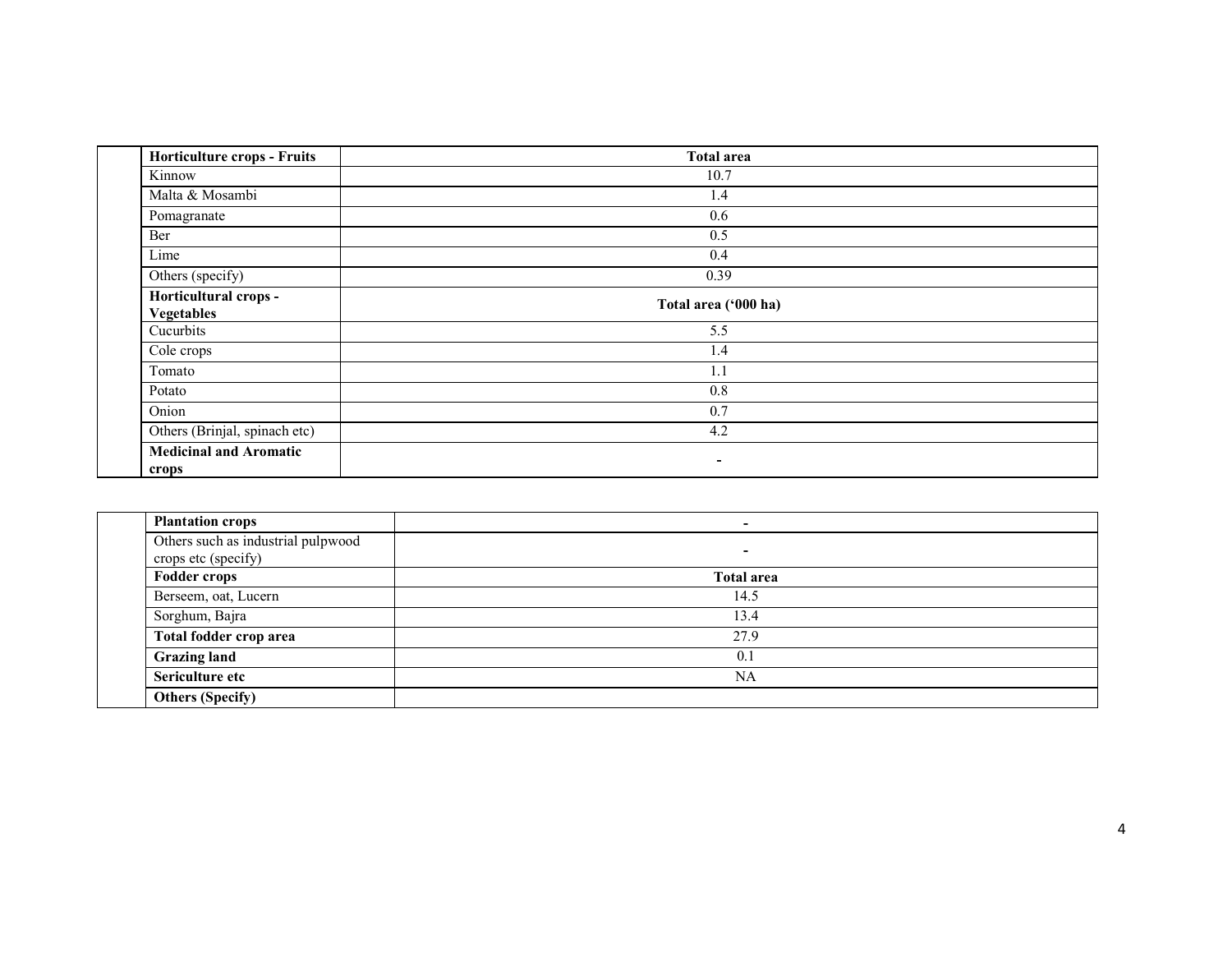| Horticulture crops - Fruits | Total area |
|---|---|
| Kinnow | 10.7 |
| Malta & Mosambi | 1.4 |
| Pomagranate | 0.6 |
| Ber | 0.5 |
| Lime | 0.4 |
| Others (specify) | 0.39 |
| **Horticultural crops - Vegetables** | **Total area ('000 ha)** |
| Cucurbits | 5.5 |
| Cole crops | 1.4 |
| Tomato | 1.1 |
| Potato | 0.8 |
| Onion | 0.7 |
| Others (Brinjal, spinach etc) | 4.2 |
| **Medicinal and Aromatic crops** | - |

| Plantation crops | - |
|---|---|
| Others such as industrial pulpwood crops etc (specify) | - |
| **Fodder crops** | **Total area** |
| Berseem, oat, Lucern | 14.5 |
| Sorghum, Bajra | 13.4 |
| **Total fodder crop area** | 27.9 |
| **Grazing land** | 0.1 |
| **Sericulture etc** | NA |
| **Others (Specify)** | |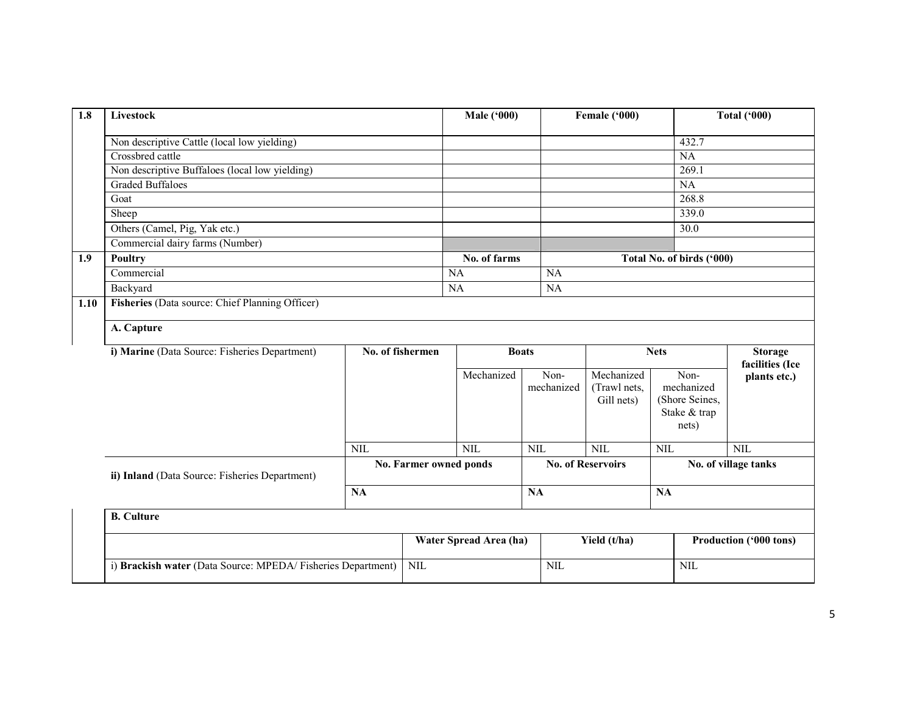| 1.8 | Livestock | Male ('000) | Female ('000) | Total ('000) |
|---|---|---|---|---|
| | Non descriptive Cattle (local low yielding) | | | 432.7 |
| | Crossbred cattle | | | NA |
| | Non descriptive Buffaloes (local low yielding) | | | 269.1 |
| | Graded Buffaloes | | | NA |
| | Goat | | | 268.8 |
| | Sheep | | | 339.0 |
| | Others (Camel, Pig, Yak etc.) | | | 30.0 |
| | Commercial dairy farms (Number) | | | |
| 1.9 | Poultry | No. of farms | Total No. of birds ('000) | |
| | Commercial | NA | NA | |
| | Backyard | NA | NA | |

**1.10 Fisheries** (Data source: Chief Planning Officer)

**A. Capture**

| i) Marine (Data Source: Fisheries Department) | No. of fishermen | Boats | | Nets | | Storage facilities (Ice plants etc.) |
|---|---|---|---|---|---|---|
| | | Mechanized | Non-mechanized | Mechanized (Trawl nets, Gill nets) | Non-mechanized (Shore Seines, Stake & trap nets) | |
| | NIL | NIL | NIL | NIL | NIL | NIL |

| ii) Inland (Data Source: Fisheries Department) | No. Farmer owned ponds | No. of Reservoirs | No. of village tanks |
|---|---|---|---|
| | NA | NA | NA |

**B. Culture**

| | Water Spread Area (ha) | Yield (t/ha) | Production ('000 tons) |
|---|---|---|---|
| i) **Brackish water** (Data Source: MPEDA/ Fisheries Department) | NIL | NIL | NIL |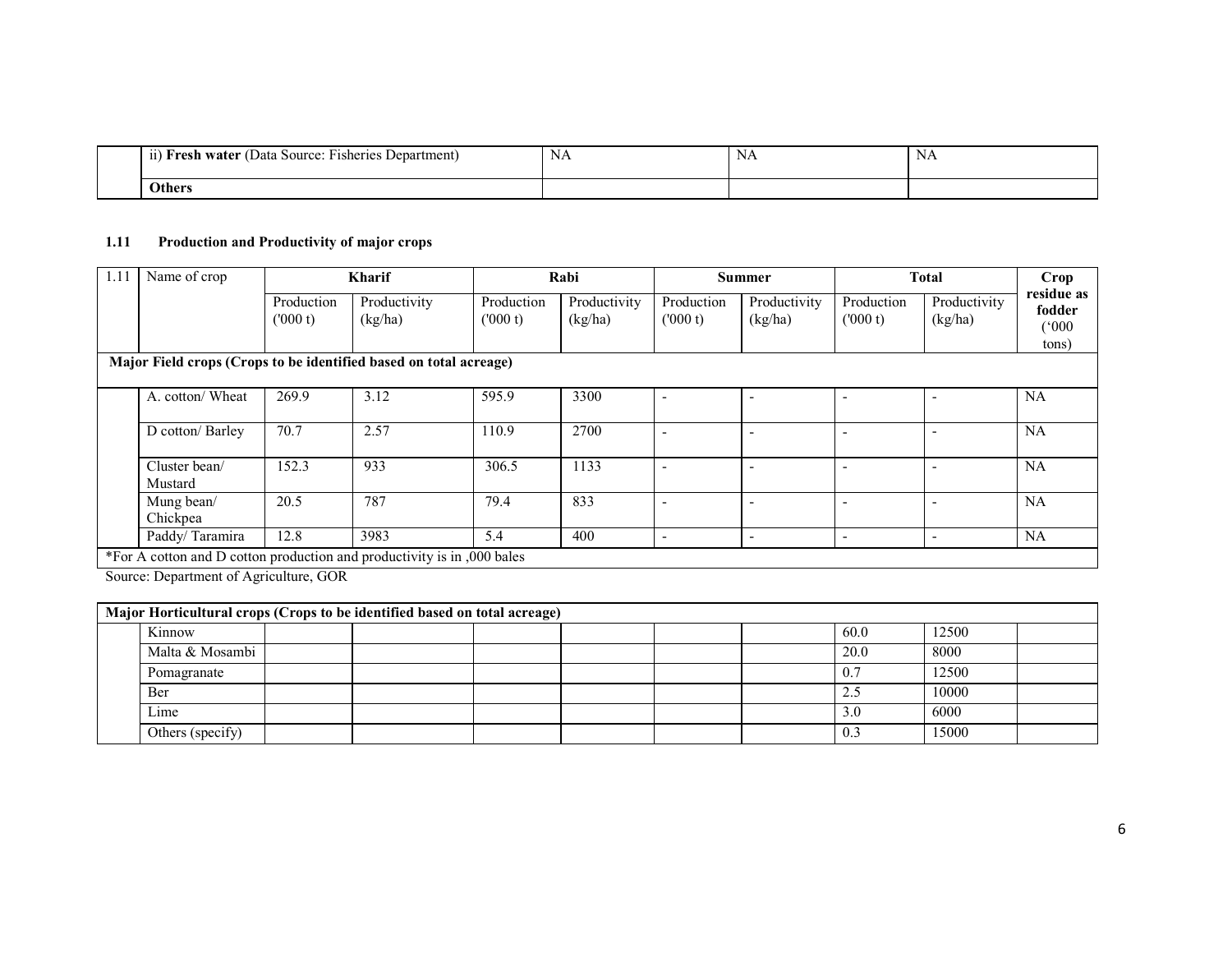| | ii) **Fresh water** (Data Source: Fisheries Department) | NA | NA | NA |
|---|---|---|---|---|
| | **Others** | | | |

### 1.11 Production and Productivity of major crops

| 1.11 | Name of crop | **Kharif** | | **Rabi** | | **Summer** | | **Total** | | **Crop residue as fodder ('000 tons)** |
|---|---|---|---|---|---|---|---|---|---|---|
| | | Production ('000 t) | Productivity (kg/ha) | Production ('000 t) | Productivity (kg/ha) | Production ('000 t) | Productivity (kg/ha) | Production ('000 t) | Productivity (kg/ha) | |
| **Major Field crops (Crops to be identified based on total acreage)** | | | | | | | | | | |
| | A. cotton/ Wheat | 269.9 | 3.12 | 595.9 | 3300 | - | - | - | - | NA |
| | D cotton/ Barley | 70.7 | 2.57 | 110.9 | 2700 | - | - | - | - | NA |
| | Cluster bean/ Mustard | 152.3 | 933 | 306.5 | 1133 | - | - | - | - | NA |
| | Mung bean/ Chickpea | 20.5 | 787 | 79.4 | 833 | - | - | - | - | NA |
| | Paddy/ Taramira | 12.8 | 3983 | 5.4 | 400 | - | - | - | - | NA |
| *For A cotton and D cotton production and productivity is in ,000 bales | | | | | | | | | | |

Source: Department of Agriculture, GOR

| **Major Horticultural crops (Crops to be identified based on total acreage)** | | | | | | | | | | |
|---|---|---|---|---|---|---|---|---|---|---|
| | Kinnow | | | | | | | 60.0 | 12500 | |
| | Malta & Mosambi | | | | | | | 20.0 | 8000 | |
| | Pomagranate | | | | | | | 0.7 | 12500 | |
| | Ber | | | | | | | 2.5 | 10000 | |
| | Lime | | | | | | | 3.0 | 6000 | |
| | Others (specify) | | | | | | | 0.3 | 15000 | |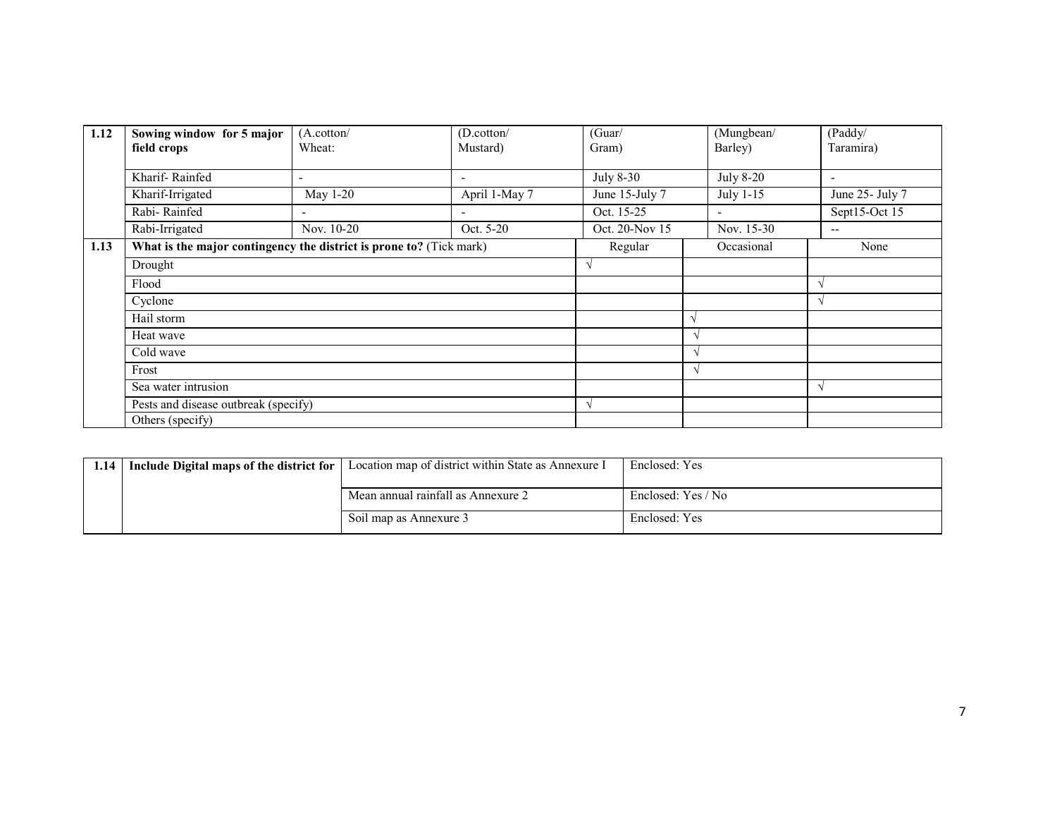| 1.12 | Sowing window for 5 major field crops | (A.cotton/ Wheat: | (D.cotton/ Mustard) | (Guar/ Gram) | (Mungbean/ Barley) | (Paddy/ Taramira) |
|---|---|---|---|---|---|---|
| | Kharif- Rainfed | - | - | July 8-30 | July 8-20 | - |
| | Kharif-Irrigated | May 1-20 | April 1-May 7 | June 15-July 7 | July 1-15 | June 25- July 7 |
| | Rabi- Rainfed | - | - | Oct. 15-25 | - | Sept15-Oct 15 |
| | Rabi-Irrigated | Nov. 10-20 | Oct. 5-20 | Oct. 20-Nov 15 | Nov. 15-30 | -- |

| 1.13 | What is the major contingency the district is prone to? (Tick mark) | Regular | Occasional | None |
|---|---|---|---|---|
| | Drought | √ | | |
| | Flood | | | √ |
| | Cyclone | | | √ |
| | Hail storm | | √ | |
| | Heat wave | | √ | |
| | Cold wave | | √ | |
| | Frost | | √ | |
| | Sea water intrusion | | | √ |
| | Pests and disease outbreak (specify) | √ | | |
| | Others (specify) | | | |

| 1.14 | Include Digital maps of the district for | Location map of district within State as Annexure I | Enclosed: Yes |
|---|---|---|---|
| | | Mean annual rainfall as Annexure 2 | Enclosed: Yes / No |
| | | Soil map as Annexure 3 | Enclosed: Yes |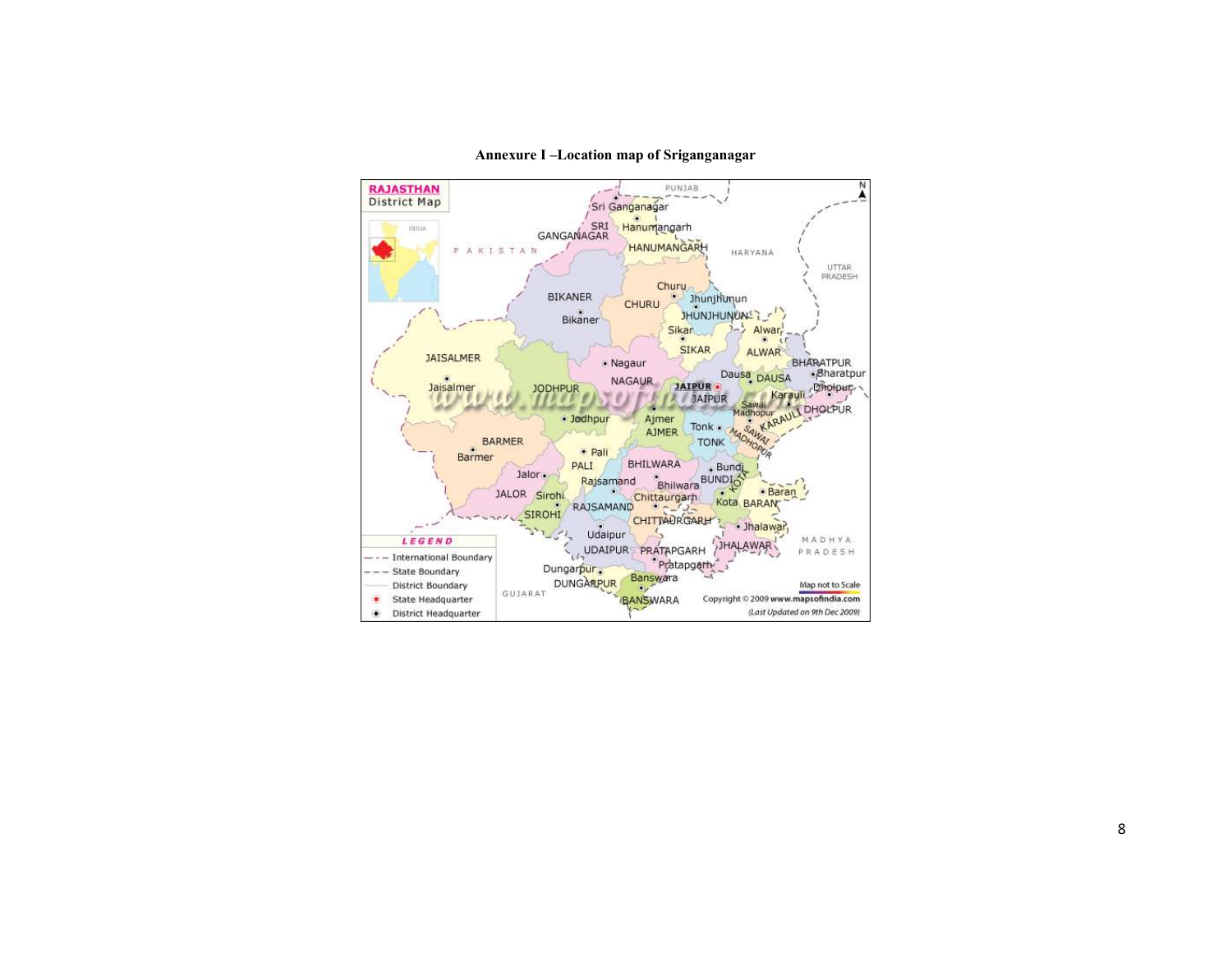**Annexure I –Location map of Sriganganagar**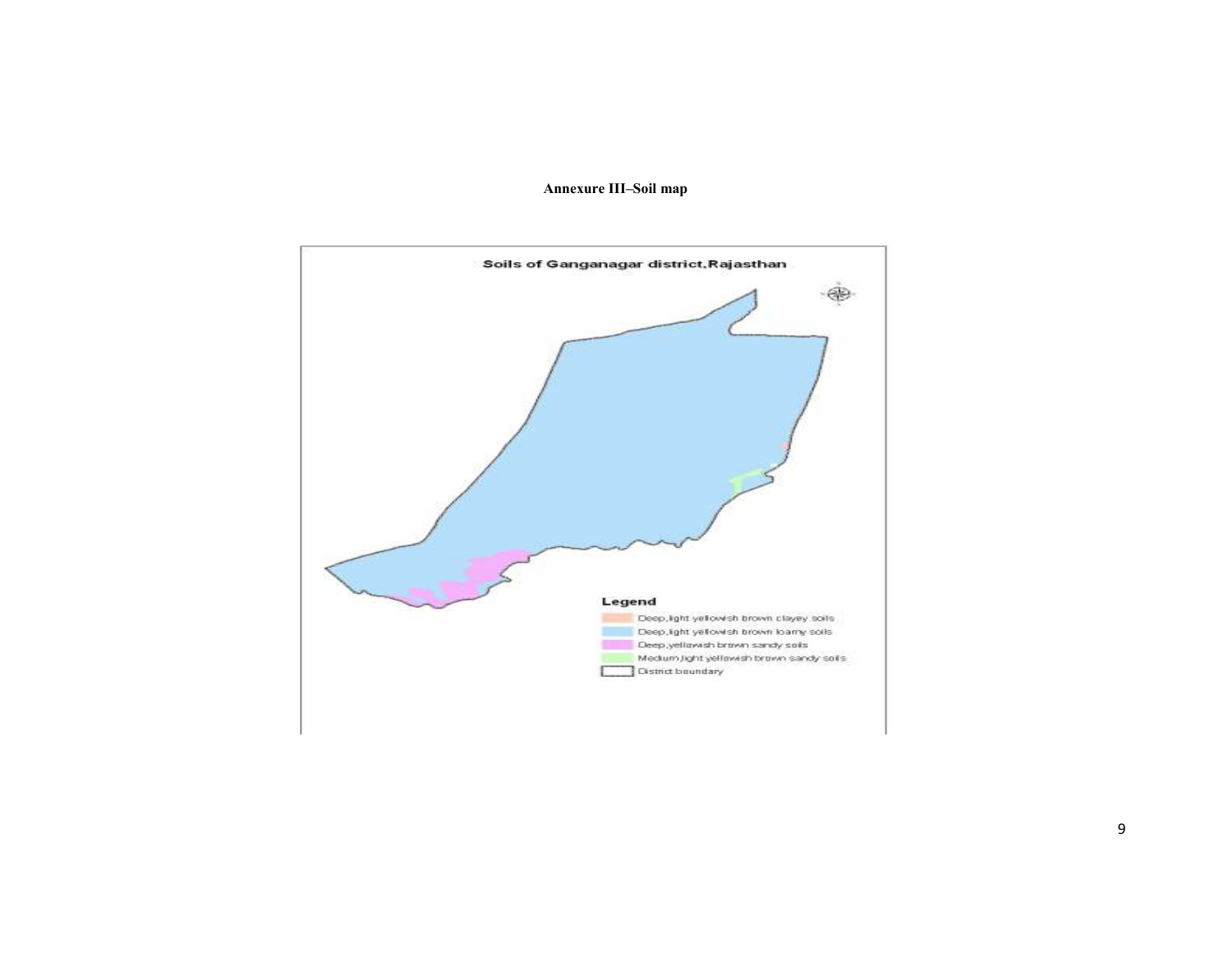**Annexure III–Soil map**

Soils of Ganganagar district, Rajasthan

Legend

- Deep, light yellowish brown clayey soils
- Deep, light yellowish brown loamy soils
- Deep, yellowish brown sandy soils
- Medium, light yellowish brown sandy soils
- District boundary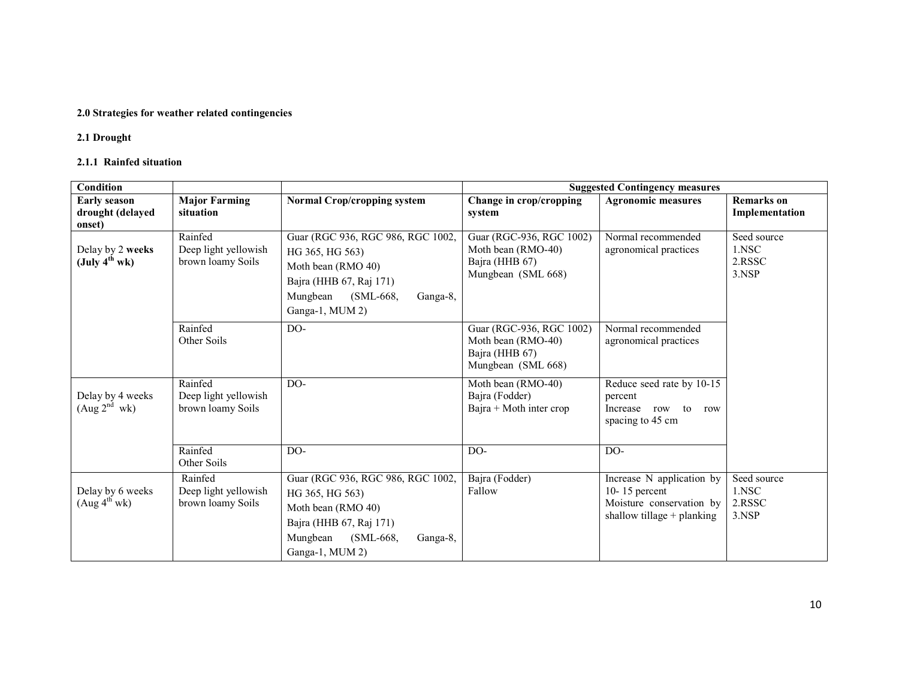**2.0 Strategies for weather related contingencies**

**2.1 Drought**

**2.1.1 Rainfed situation**

| Condition | | | Suggested Contingency measures | | |
|---|---|---|---|---|---|
| **Early season drought (delayed onset)** | **Major Farming situation** | **Normal Crop/cropping system** | **Change in crop/cropping system** | **Agronomic measures** | **Remarks on Implementation** |
| Delay by 2 **weeks (July 4th wk)** | Rainfed Deep light yellowish brown loamy Soils | Guar (RGC 936, RGC 986, RGC 1002, HG 365, HG 563) Moth bean (RMO 40) Bajra (HHB 67, Raj 171) Mungbean (SML-668, Ganga-8, Ganga-1, MUM 2) | Guar (RGC-936, RGC 1002) Moth bean (RMO-40) Bajra (HHB 67) Mungbean (SML 668) | Normal recommended agronomical practices | Seed source 1.NSC 2.RSSC 3.NSP |
| | Rainfed Other Soils | DO- | Guar (RGC-936, RGC 1002) Moth bean (RMO-40) Bajra (HHB 67) Mungbean (SML 668) | Normal recommended agronomical practices | |
| Delay by 4 weeks (Aug 2nd wk) | Rainfed Deep light yellowish brown loamy Soils | DO- | Moth bean (RMO-40) Bajra (Fodder) Bajra + Moth inter crop | Reduce seed rate by 10-15 percent Increase row to row spacing to 45 cm | |
| | Rainfed Other Soils | DO- | DO- | DO- | |
| Delay by 6 weeks (Aug 4th wk) | Rainfed Deep light yellowish brown loamy Soils | Guar (RGC 936, RGC 986, RGC 1002, HG 365, HG 563) Moth bean (RMO 40) Bajra (HHB 67, Raj 171) Mungbean (SML-668, Ganga-8, Ganga-1, MUM 2) | Bajra (Fodder) Fallow | Increase N application by 10- 15 percent Moisture conservation by shallow tillage + planking | Seed source 1.NSC 2.RSSC 3.NSP |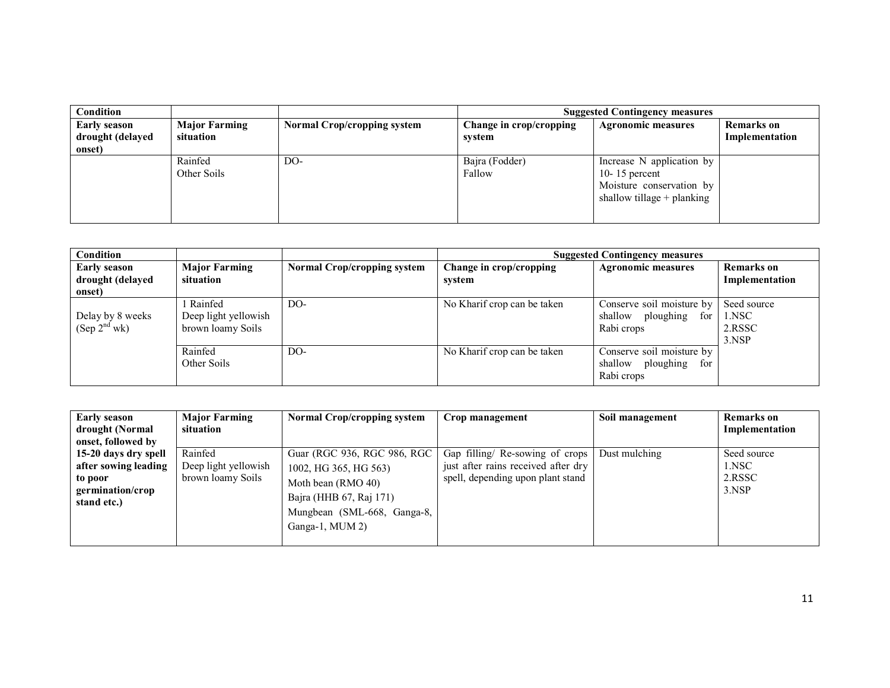| Condition | | | Suggested Contingency measures | | |
|---|---|---|---|---|---|
| **Early season drought (delayed onset)** | **Major Farming situation** | **Normal Crop/cropping system** | **Change in crop/cropping system** | **Agronomic measures** | **Remarks on Implementation** |
| | Rainfed Other Soils | DO- | Bajra (Fodder) Fallow | Increase N application by 10- 15 percent Moisture conservation by shallow tillage + planking | |

| Condition | | | Suggested Contingency measures | | |
|---|---|---|---|---|---|
| **Early season drought (delayed onset)** | **Major Farming situation** | **Normal Crop/cropping system** | **Change in crop/cropping system** | **Agronomic measures** | **Remarks on Implementation** |
| Delay by 8 weeks (Sep 2nd wk) | 1 Rainfed Deep light yellowish brown loamy Soils | DO- | No Kharif crop can be taken | Conserve soil moisture by shallow ploughing for Rabi crops | Seed source 1.NSC 2.RSSC 3.NSP |
| | Rainfed Other Soils | DO- | No Kharif crop can be taken | Conserve soil moisture by shallow ploughing for Rabi crops | |

| Early season drought (Normal onset, followed by 15-20 days dry spell after sowing leading to poor germination/crop stand etc.) | Major Farming situation | Normal Crop/cropping system | Crop management | Soil management | Remarks on Implementation |
|---|---|---|---|---|---|
| | Rainfed Deep light yellowish brown loamy Soils | Guar (RGC 936, RGC 986, RGC 1002, HG 365, HG 563) Moth bean (RMO 40) Bajra (HHB 67, Raj 171) Mungbean (SML-668, Ganga-8, Ganga-1, MUM 2) | Gap filling/ Re-sowing of crops just after rains received after dry spell, depending upon plant stand | Dust mulching | Seed source 1.NSC 2.RSSC 3.NSP |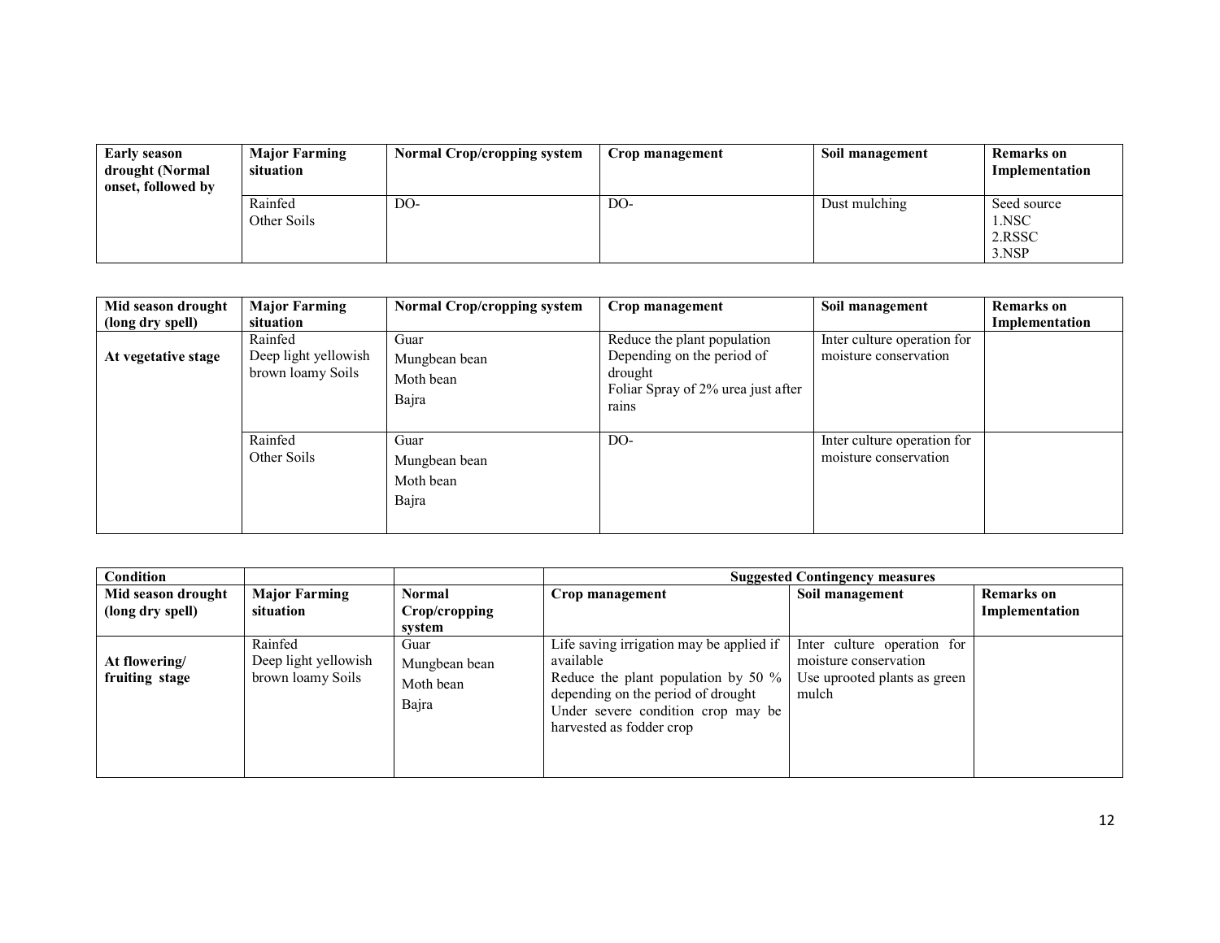| Early season drought (Normal onset, followed by | Major Farming situation | Normal Crop/cropping system | Crop management | Soil management | Remarks on Implementation |
|---|---|---|---|---|---|
| | Rainfed Other Soils | DO- | DO- | Dust mulching | Seed source 1.NSC 2.RSSC 3.NSP |

| Mid season drought (long dry spell) | Major Farming situation | Normal Crop/cropping system | Crop management | Soil management | Remarks on Implementation |
|---|---|---|---|---|---|
| **At vegetative stage** | Rainfed Deep light yellowish brown loamy Soils | Guar Mungbean bean Moth bean Bajra | Reduce the plant population Depending on the period of drought Foliar Spray of 2% urea just after rains | Inter culture operation for moisture conservation | |
| | Rainfed Other Soils | Guar Mungbean bean Moth bean Bajra | DO- | Inter culture operation for moisture conservation | |

| Condition | | | Suggested Contingency measures | | |
|---|---|---|---|---|---|
| **Mid season drought (long dry spell)** | **Major Farming situation** | **Normal Crop/cropping system** | **Crop management** | **Soil management** | **Remarks on Implementation** |
| **At flowering/ fruiting stage** | Rainfed Deep light yellowish brown loamy Soils | Guar Mungbean bean Moth bean Bajra | Life saving irrigation may be applied if available Reduce the plant population by 50 % depending on the period of drought Under severe condition crop may be harvested as fodder crop | Inter culture operation for moisture conservation Use uprooted plants as green mulch | |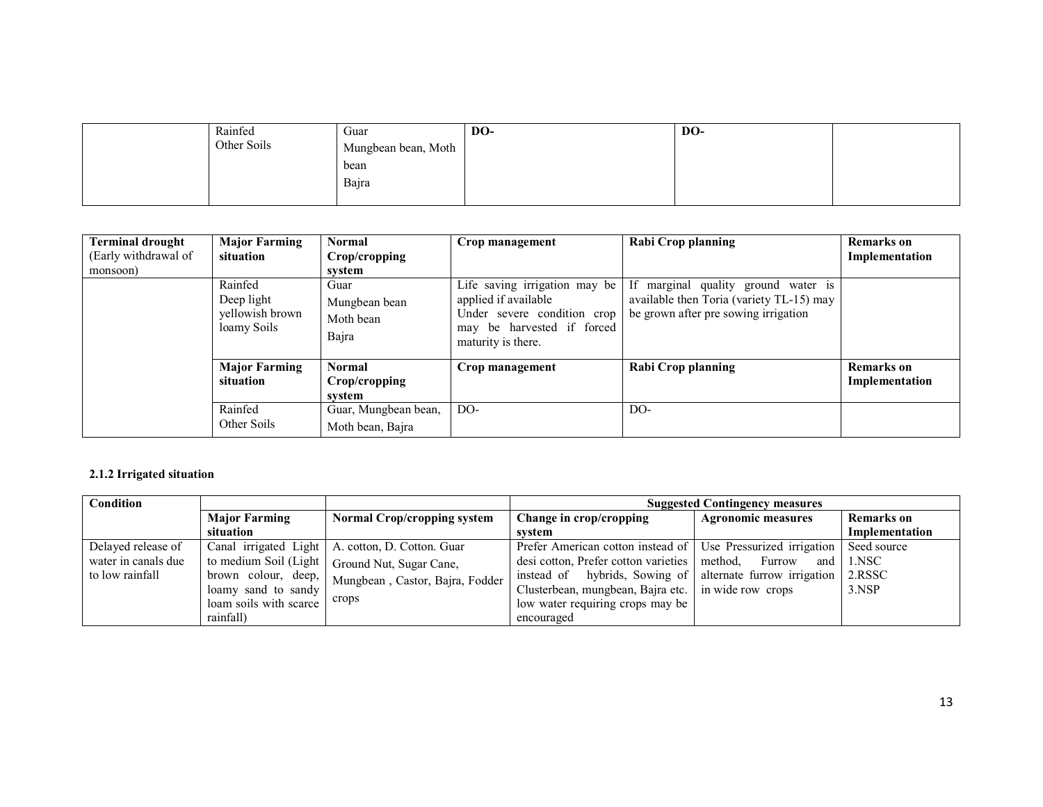| | Rainfed Other Soils | Guar Mungbean bean, Moth bean Bajra | DO- | DO- | |
|---|---|---|---|---|---|

| Terminal drought (Early withdrawal of monsoon) | Major Farming situation | Normal Crop/cropping system | Crop management | Rabi Crop planning | Remarks on Implementation |
|---|---|---|---|---|---|
| | Rainfed Deep light yellowish brown loamy Soils | Guar Mungbean bean Moth bean Bajra | Life saving irrigation may be applied if available Under severe condition crop may be harvested if forced maturity is there. | If marginal quality ground water is available then Toria (variety TL-15) may be grown after pre sowing irrigation | |
| | **Major Farming situation** | **Normal Crop/cropping system** | **Crop management** | **Rabi Crop planning** | **Remarks on Implementation** |
| | Rainfed Other Soils | Guar, Mungbean bean, Moth bean, Bajra | DO- | DO- | |

**2.1.2 Irrigated situation**

| Condition | | | Suggested Contingency measures | | |
|---|---|---|---|---|---|
| | **Major Farming situation** | **Normal Crop/cropping system** | **Change in crop/cropping system** | **Agronomic measures** | **Remarks on Implementation** |
| Delayed release of water in canals due to low rainfall | Canal irrigated Light to medium Soil (Light brown colour, deep, loamy sand to sandy loam soils with scarce rainfall) | A. cotton, D. Cotton. Guar Ground Nut, Sugar Cane, Mungbean , Castor, Bajra, Fodder crops | Prefer American cotton instead of desi cotton, Prefer cotton varieties instead of hybrids, Sowing of Clusterbean, mungbean, Bajra etc. low water requiring crops may be encouraged | Use Pressurized irrigation method, Furrow and alternate furrow irrigation in wide row crops | Seed source 1.NSC 2.RSSC 3.NSP |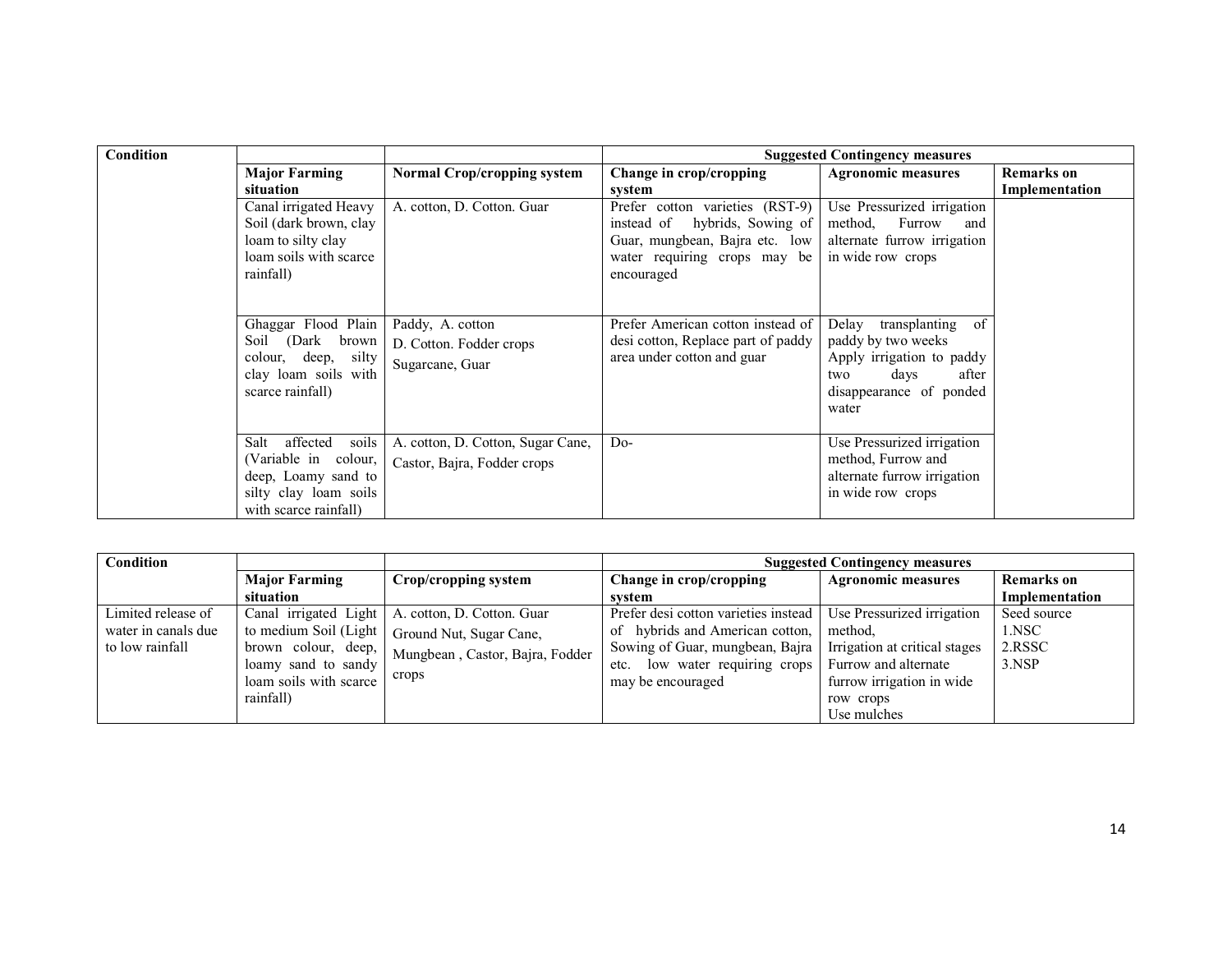| Condition | | | Suggested Contingency measures | | |
|---|---|---|---|---|---|
| | Major Farming situation | Normal Crop/cropping system | Change in crop/cropping system | Agronomic measures | Remarks on Implementation |
| | Canal irrigated Heavy Soil (dark brown, clay loam to silty clay loam soils with scarce rainfall) | A. cotton, D. Cotton. Guar | Prefer cotton varieties (RST-9) instead of hybrids, Sowing of Guar, mungbean, Bajra etc. low water requiring crops may be encouraged | Use Pressurized irrigation method, Furrow and alternate furrow irrigation in wide row crops | |
| | Ghaggar Flood Plain Soil (Dark brown colour, deep, silty clay loam soils with scarce rainfall) | Paddy, A. cotton D. Cotton. Fodder crops Sugarcane, Guar | Prefer American cotton instead of desi cotton, Replace part of paddy area under cotton and guar | Delay transplanting of paddy by two weeks Apply irrigation to paddy two days after disappearance of ponded water | |
| | Salt affected soils (Variable in colour, deep, Loamy sand to silty clay loam soils with scarce rainfall) | A. cotton, D. Cotton, Sugar Cane, Castor, Bajra, Fodder crops | Do- | Use Pressurized irrigation method, Furrow and alternate furrow irrigation in wide row crops | |

| Condition | | | Suggested Contingency measures | | |
|---|---|---|---|---|---|
| | Major Farming situation | Crop/cropping system | Change in crop/cropping system | Agronomic measures | Remarks on Implementation |
| Limited release of water in canals due to low rainfall | Canal irrigated Light to medium Soil (Light brown colour, deep, loamy sand to sandy loam soils with scarce rainfall) | A. cotton, D. Cotton. Guar Ground Nut, Sugar Cane, Mungbean , Castor, Bajra, Fodder crops | Prefer desi cotton varieties instead of hybrids and American cotton, Sowing of Guar, mungbean, Bajra etc. low water requiring crops may be encouraged | Use Pressurized irrigation method, Irrigation at critical stages Furrow and alternate furrow irrigation in wide row crops Use mulches | Seed source 1.NSC 2.RSSC 3.NSP |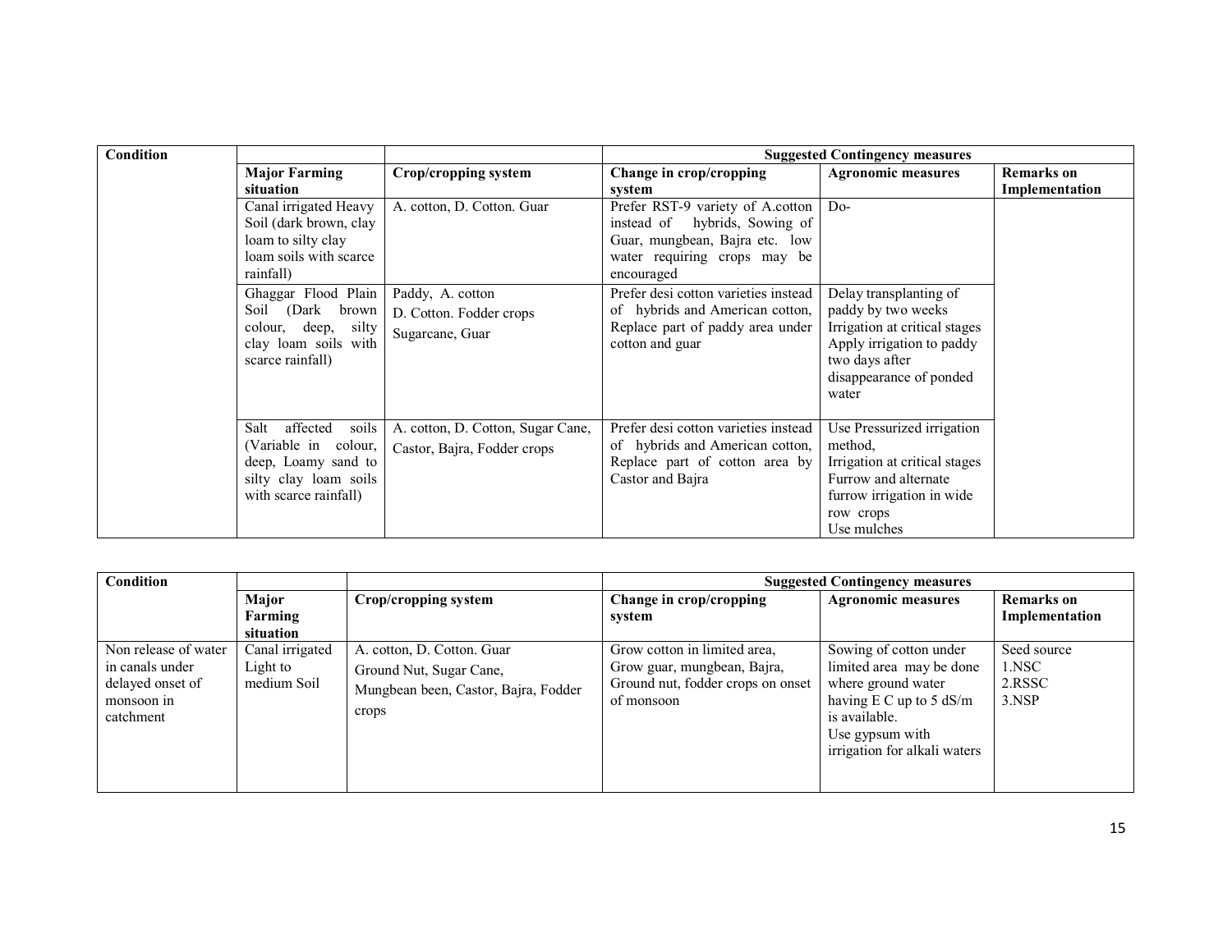| Condition | | | Suggested Contingency measures | | |
|---|---|---|---|---|---|
| | Major Farming situation | Crop/cropping system | Change in crop/cropping system | Agronomic measures | Remarks on Implementation |
| | Canal irrigated Heavy Soil (dark brown, clay loam to silty clay loam soils with scarce rainfall) | A. cotton, D. Cotton. Guar | Prefer RST-9 variety of A.cotton instead of hybrids, Sowing of Guar, mungbean, Bajra etc. low water requiring crops may be encouraged | Do- | |
| | Ghaggar Flood Plain Soil (Dark brown colour, deep, silty clay loam soils with scarce rainfall) | Paddy, A. cotton<br>D. Cotton. Fodder crops<br>Sugarcane, Guar | Prefer desi cotton varieties instead of hybrids and American cotton, Replace part of paddy area under cotton and guar | Delay transplanting of paddy by two weeks<br>Irrigation at critical stages<br>Apply irrigation to paddy two days after disappearance of ponded water | |
| | Salt affected soils (Variable in colour, deep, Loamy sand to silty clay loam soils with scarce rainfall) | A. cotton, D. Cotton, Sugar Cane, Castor, Bajra, Fodder crops | Prefer desi cotton varieties instead of hybrids and American cotton, Replace part of cotton area by Castor and Bajra | Use Pressurized irrigation method,<br>Irrigation at critical stages<br>Furrow and alternate furrow irrigation in wide row crops<br>Use mulches | |

| Condition | | | Suggested Contingency measures | | |
|---|---|---|---|---|---|
| | Major Farming situation | Crop/cropping system | Change in crop/cropping system | Agronomic measures | Remarks on Implementation |
| Non release of water in canals under delayed onset of monsoon in catchment | Canal irrigated Light to medium Soil | A. cotton, D. Cotton. Guar<br>Ground Nut, Sugar Cane,<br>Mungbean been, Castor, Bajra, Fodder crops | Grow cotton in limited area, Grow guar, mungbean, Bajra, Ground nut, fodder crops on onset of monsoon | Sowing of cotton under limited area may be done where ground water having E C up to 5 dS/m is available.<br>Use gypsum with irrigation for alkali waters | Seed source<br>1.NSC<br>2.RSSC<br>3.NSP |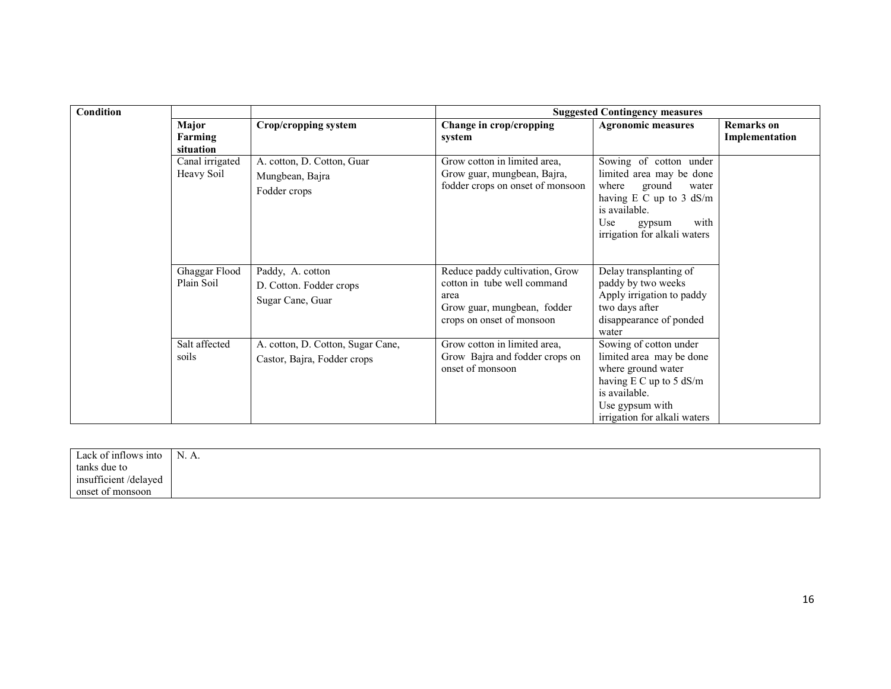| Condition | | | Suggested Contingency measures | | |
|---|---|---|---|---|---|
| | Major Farming situation | Crop/cropping system | Change in crop/cropping system | Agronomic measures | Remarks on Implementation |
| | Canal irrigated Heavy Soil | A. cotton, D. Cotton, Guar<br>Mungbean, Bajra<br>Fodder crops | Grow cotton in limited area, Grow guar, mungbean, Bajra, fodder crops on onset of monsoon | Sowing of cotton under limited area may be done where ground water having E C up to 3 dS/m is available.<br>Use gypsum with irrigation for alkali waters | |
| | Ghaggar Flood Plain Soil | Paddy, A. cotton<br>D. Cotton. Fodder crops<br>Sugar Cane, Guar | Reduce paddy cultivation, Grow cotton in tube well command area<br>Grow guar, mungbean, fodder crops on onset of monsoon | Delay transplanting of paddy by two weeks<br>Apply irrigation to paddy two days after disappearance of ponded water | |
| | Salt affected soils | A. cotton, D. Cotton, Sugar Cane,<br>Castor, Bajra, Fodder crops | Grow cotton in limited area, Grow Bajra and fodder crops on onset of monsoon | Sowing of cotton under limited area may be done where ground water having E C up to 5 dS/m is available.<br>Use gypsum with irrigation for alkali waters | |

| Lack of inflows into tanks due to insufficient /delayed onset of monsoon | N. A. |
|---|---|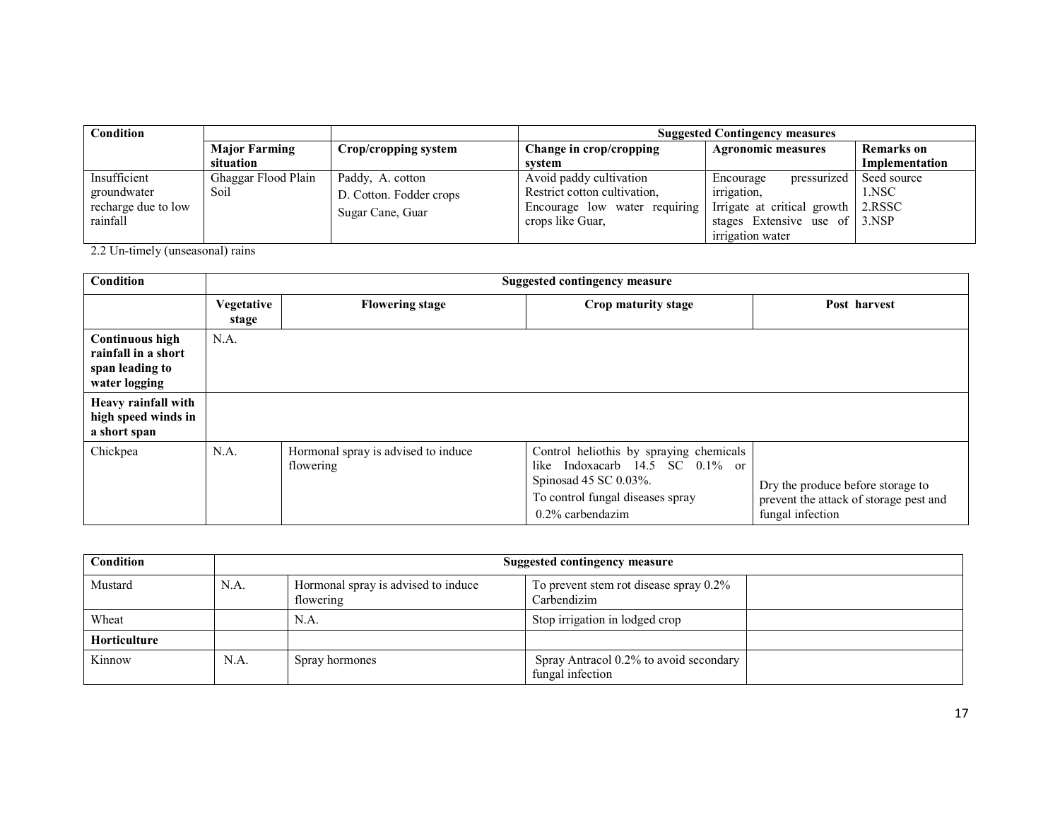| Condition | | | Suggested Contingency measures | | |
|---|---|---|---|---|---|
| | Major Farming situation | Crop/cropping system | Change in crop/cropping system | Agronomic measures | Remarks on Implementation |
| Insufficient groundwater recharge due to low rainfall | Ghaggar Flood Plain Soil | Paddy, A. cotton<br>D. Cotton. Fodder crops<br>Sugar Cane, Guar | Avoid paddy cultivation<br>Restrict cotton cultivation,<br>Encourage low water requiring crops like Guar, | Encourage pressurized irrigation,<br>Irrigate at critical growth stages Extensive use of irrigation water | Seed source<br>1.NSC<br>2.RSSC<br>3.NSP |

2.2 Un-timely (unseasonal) rains

| Condition | Suggested contingency measure | | | |
|---|---|---|---|---|
| | Vegetative stage | Flowering stage | Crop maturity stage | Post harvest |
| **Continuous high rainfall in a short span leading to water logging** | N.A. | | | |
| **Heavy rainfall with high speed winds in a short span** | | | | |
| Chickpea | N.A. | Hormonal spray is advised to induce flowering | Control heliothis by spraying chemicals like Indoxacarb 14.5 SC 0.1% or Spinosad 45 SC 0.03%.<br>To control fungal diseases spray 0.2% carbendazim | Dry the produce before storage to prevent the attack of storage pest and fungal infection |
| Mustard | N.A. | Hormonal spray is advised to induce flowering | To prevent stem rot disease spray 0.2% Carbendizim | |
| Wheat | | N.A. | Stop irrigation in lodged crop | |
| **Horticulture** | | | | |
| Kinnow | N.A. | Spray hormones | Spray Antracol 0.2% to avoid secondary fungal infection | |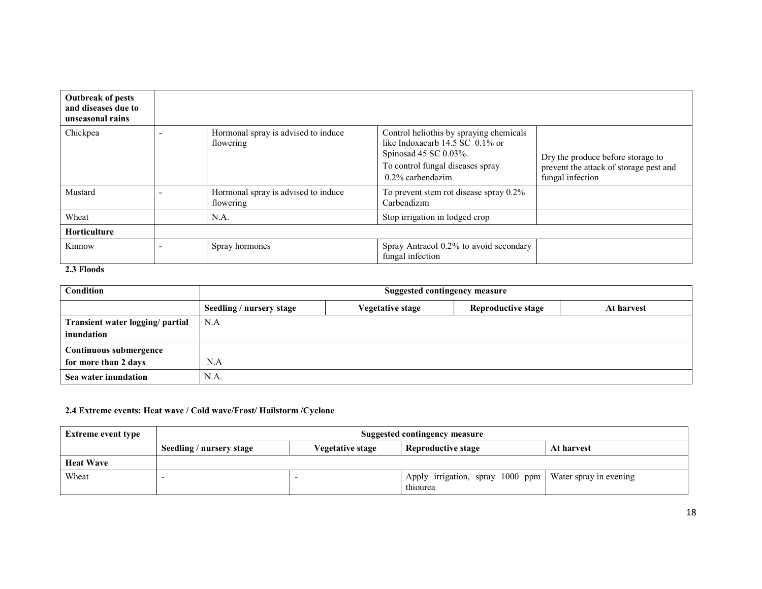| Outbreak of pests and diseases due to unseasonal rains | | | | |
|---|---|---|---|---|
| Chickpea | - | Hormonal spray is advised to induce flowering | Control heliothis by spraying chemicals like Indoxacarb 14.5 SC 0.1% or Spinosad 45 SC 0.03%.<br>To control fungal diseases spray 0.2% carbendazim | Dry the produce before storage to prevent the attack of storage pest and fungal infection |
| Mustard | - | Hormonal spray is advised to induce flowering | To prevent stem rot disease spray 0.2% Carbendizim | |
| Wheat | | N.A. | Stop irrigation in lodged crop | |
| **Horticulture** | | | | |
| Kinnow | - | Spray hormones | Spray Antracol 0.2% to avoid secondary fungal infection | |

**2.3 Floods**

| Condition | Suggested contingency measure | | | |
|---|---|---|---|---|
| | Seedling / nursery stage | Vegetative stage | Reproductive stage | At harvest |
| **Transient water logging/ partial inundation** | N.A | | | |
| **Continuous submergence for more than 2 days** | N.A | | | |
| **Sea water inundation** | N.A. | | | |

**2.4 Extreme events: Heat wave / Cold wave/Frost/ Hailstorm /Cyclone**

| Extreme event type | Suggested contingency measure | | | |
|---|---|---|---|---|
| | Seedling / nursery stage | Vegetative stage | Reproductive stage | At harvest |
| **Heat Wave** | | | | |
| Wheat | - | - | Apply irrigation, spray 1000 ppm thiourea | Water spray in evening |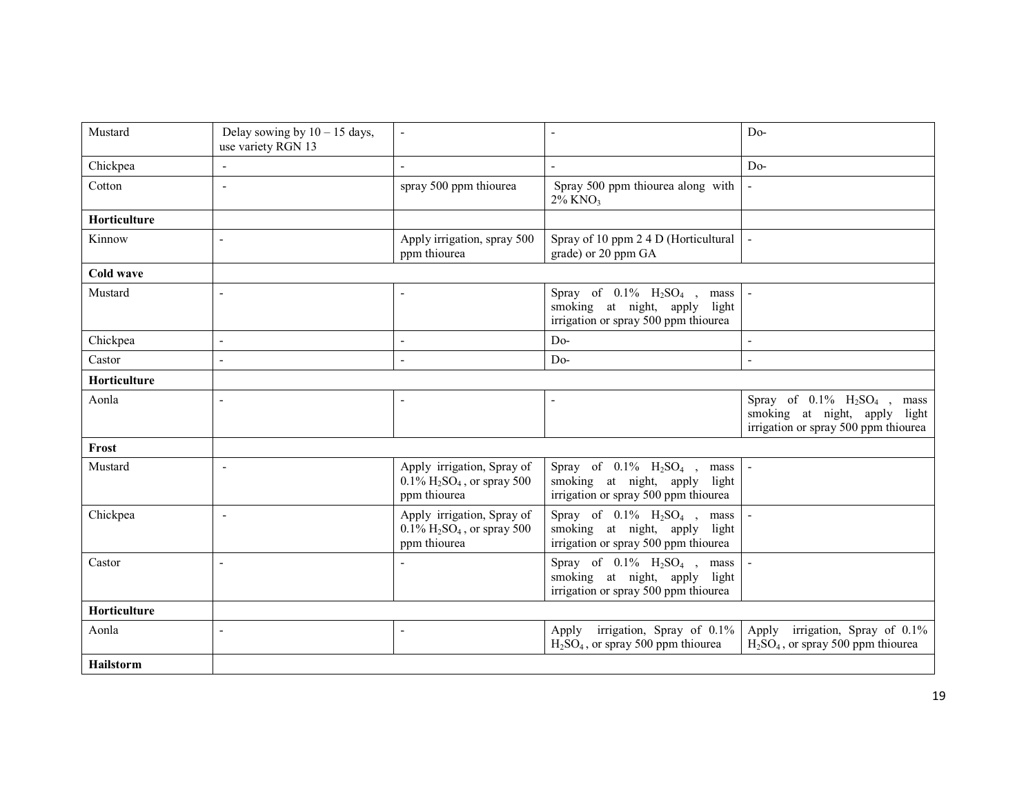| Mustard | Delay sowing by 10 – 15 days, use variety RGN 13 | - | - | Do- |
|---|---|---|---|---|
| Chickpea | - | - | - | Do- |
| Cotton | - | spray 500 ppm thiourea | Spray 500 ppm thiourea along with 2% $KNO_3$ | - |
| **Horticulture** | | | | |
| Kinnow | - | Apply irrigation, spray 500 ppm thiourea | Spray of 10 ppm 2 4 D (Horticultural grade) or 20 ppm GA | - |
| **Cold wave** | | | | |
| Mustard | - | - | Spray of 0.1% $H_2SO_4$ , mass smoking at night, apply light irrigation or spray 500 ppm thiourea | - |
| Chickpea | - | - | Do- | - |
| Castor | - | - | Do- | - |
| **Horticulture** | | | | |
| Aonla | - | - | - | Spray of 0.1% $H_2SO_4$ , mass smoking at night, apply light irrigation or spray 500 ppm thiourea |
| **Frost** | | | | |
| Mustard | - | Apply irrigation, Spray of 0.1% $H_2SO_4$ , or spray 500 ppm thiourea | Spray of 0.1% $H_2SO_4$ , mass smoking at night, apply light irrigation or spray 500 ppm thiourea | - |
| Chickpea | - | Apply irrigation, Spray of 0.1% $H_2SO_4$ , or spray 500 ppm thiourea | Spray of 0.1% $H_2SO_4$ , mass smoking at night, apply light irrigation or spray 500 ppm thiourea | - |
| Castor | - | - | Spray of 0.1% $H_2SO_4$ , mass smoking at night, apply light irrigation or spray 500 ppm thiourea | - |
| **Horticulture** | | | | |
| Aonla | - | - | Apply irrigation, Spray of 0.1% $H_2SO_4$ , or spray 500 ppm thiourea | Apply irrigation, Spray of 0.1% $H_2SO_4$ , or spray 500 ppm thiourea |
| **Hailstorm** | | | | |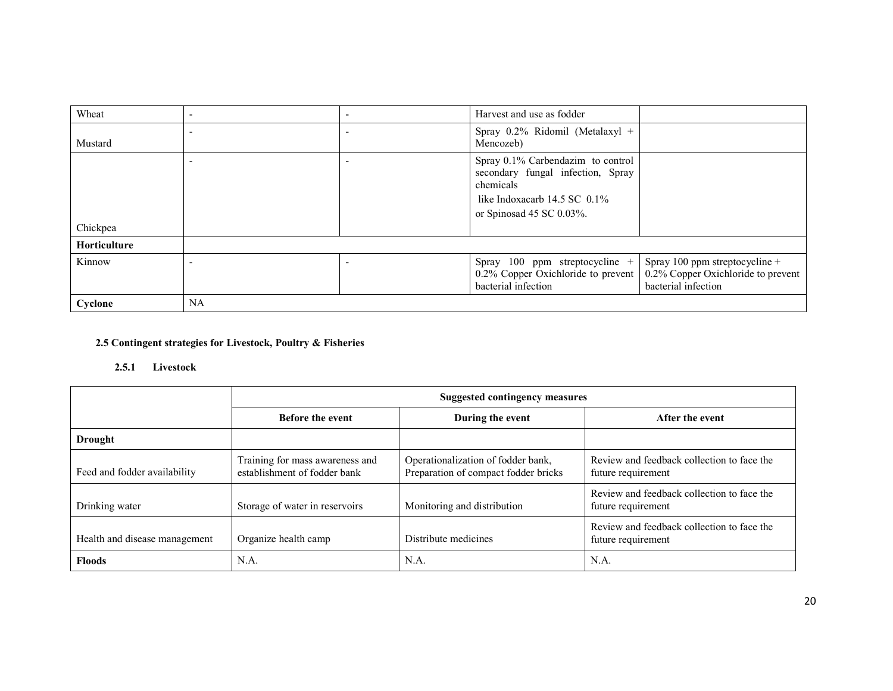| | | | | |
|---|---|---|---|---|
| Wheat | - | - | Harvest and use as fodder | |
| Mustard | - | - | Spray 0.2% Ridomil (Metalaxyl + Mencozeb) | |
| Chickpea | - | - | Spray 0.1% Carbendazim to control secondary fungal infection, Spray chemicals like Indoxacarb 14.5 SC 0.1% or Spinosad 45 SC 0.03%. | |
| **Horticulture** | | | | |
| Kinnow | - | - | Spray 100 ppm streptocycline + 0.2% Copper Oxichloride to prevent bacterial infection | Spray 100 ppm streptocycline + 0.2% Copper Oxichloride to prevent bacterial infection |
| **Cyclone** | NA | | | |

**2.5 Contingent strategies for Livestock, Poultry & Fisheries**

**2.5.1 Livestock**

| | Suggested contingency measures | | |
|---|---|---|---|
| | **Before the event** | **During the event** | **After the event** |
| **Drought** | | | |
| Feed and fodder availability | Training for mass awareness and establishment of fodder bank | Operationalization of fodder bank, Preparation of compact fodder bricks | Review and feedback collection to face the future requirement |
| Drinking water | Storage of water in reservoirs | Monitoring and distribution | Review and feedback collection to face the future requirement |
| Health and disease management | Organize health camp | Distribute medicines | Review and feedback collection to face the future requirement |
| **Floods** | N.A. | N.A. | N.A. |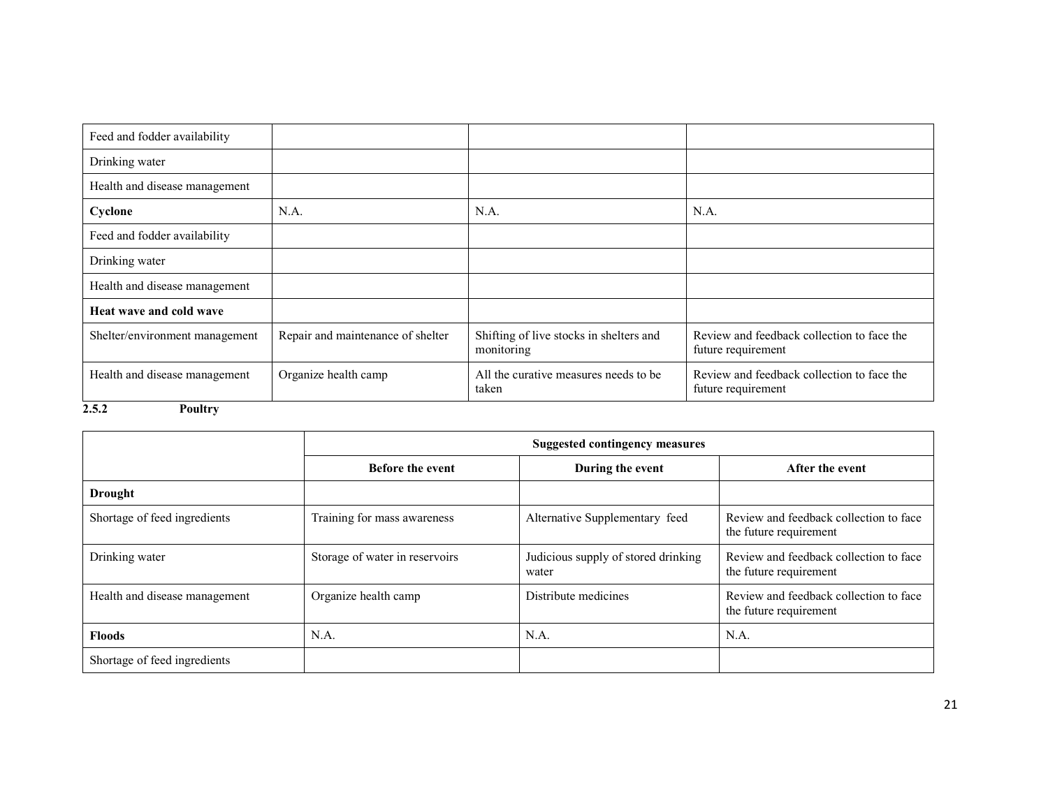| | | | |
|---|---|---|---|
| Feed and fodder availability | | | |
| Drinking water | | | |
| Health and disease management | | | |
| **Cyclone** | N.A. | N.A. | N.A. |
| Feed and fodder availability | | | |
| Drinking water | | | |
| Health and disease management | | | |
| **Heat wave and cold wave** | | | |
| Shelter/environment management | Repair and maintenance of shelter | Shifting of live stocks in shelters and monitoring | Review and feedback collection to face the future requirement |
| Health and disease management | Organize health camp | All the curative measures needs to be taken | Review and feedback collection to face the future requirement |

**2.5.2 Poultry**

| | Suggested contingency measures | | |
|---|---|---|---|
| | **Before the event** | **During the event** | **After the event** |
| **Drought** | | | |
| Shortage of feed ingredients | Training for mass awareness | Alternative Supplementary feed | Review and feedback collection to face the future requirement |
| Drinking water | Storage of water in reservoirs | Judicious supply of stored drinking water | Review and feedback collection to face the future requirement |
| Health and disease management | Organize health camp | Distribute medicines | Review and feedback collection to face the future requirement |
| **Floods** | N.A. | N.A. | N.A. |
| Shortage of feed ingredients | | | |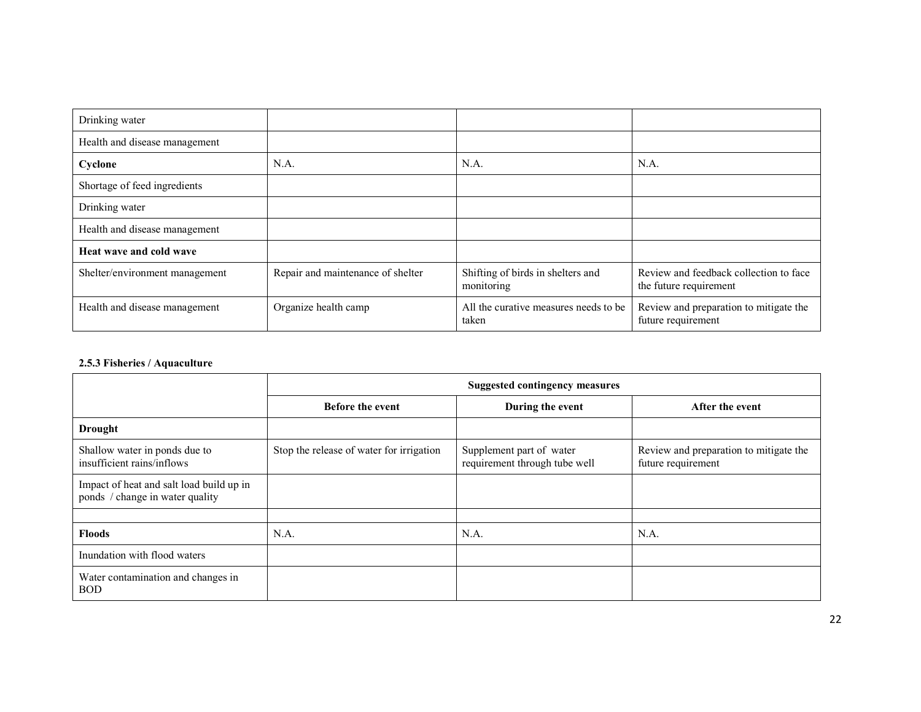| | | | |
|---|---|---|---|
| Drinking water | | | |
| Health and disease management | | | |
| **Cyclone** | N.A. | N.A. | N.A. |
| Shortage of feed ingredients | | | |
| Drinking water | | | |
| Health and disease management | | | |
| **Heat wave and cold wave** | | | |
| Shelter/environment management | Repair and maintenance of shelter | Shifting of birds in shelters and monitoring | Review and feedback collection to face the future requirement |
| Health and disease management | Organize health camp | All the curative measures needs to be taken | Review and preparation to mitigate the future requirement |

**2.5.3 Fisheries / Aquaculture**

| | **Suggested contingency measures** | | |
|---|---|---|---|
| | **Before the event** | **During the event** | **After the event** |
| **Drought** | | | |
| Shallow water in ponds due to insufficient rains/inflows | Stop the release of water for irrigation | Supplement part of water requirement through tube well | Review and preparation to mitigate the future requirement |
| Impact of heat and salt load build up in ponds / change in water quality | | | |
| | | | |
| **Floods** | N.A. | N.A. | N.A. |
| Inundation with flood waters | | | |
| Water contamination and changes in BOD | | | |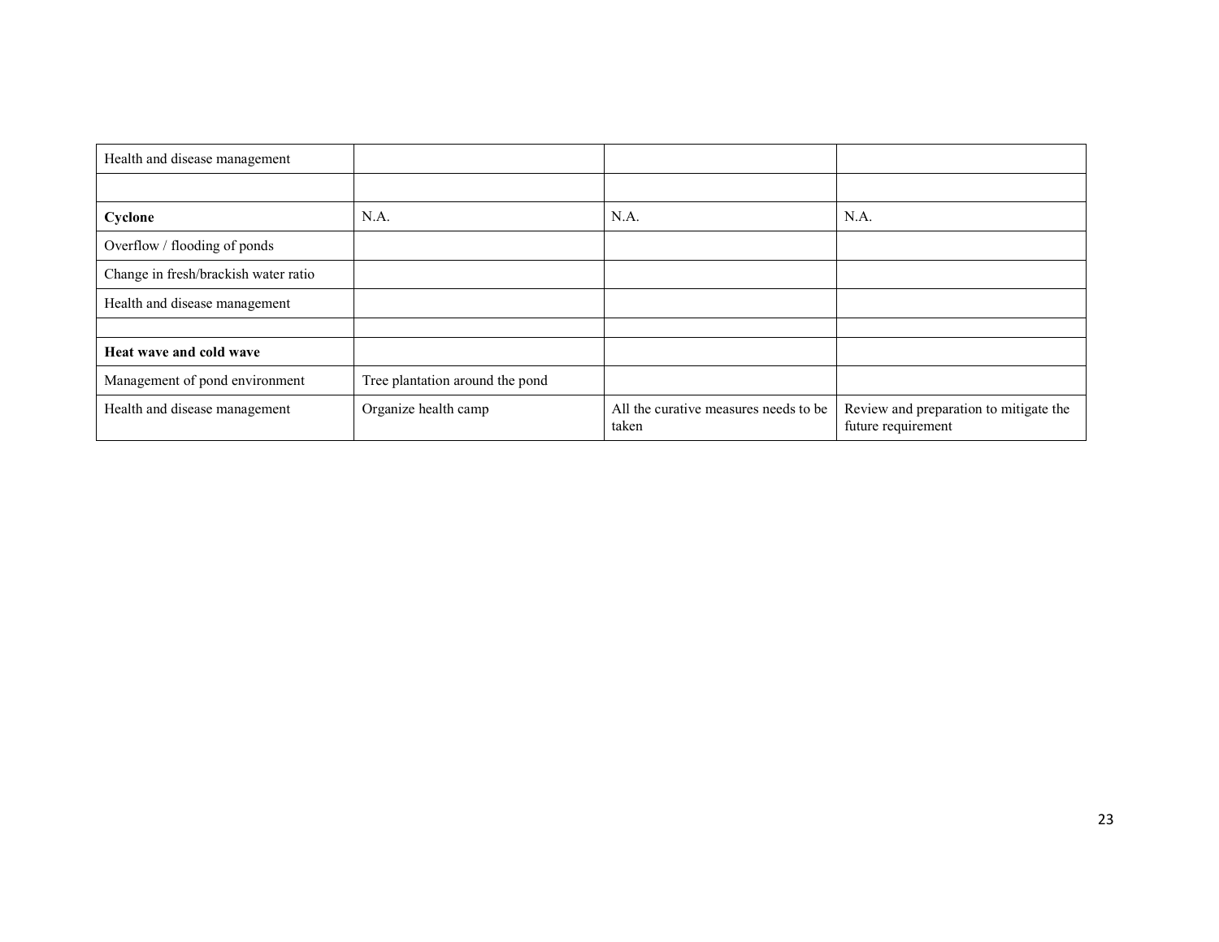| | | | |
|---|---|---|---|
| Health and disease management | | | |
| | | | |
| **Cyclone** | N.A. | N.A. | N.A. |
| Overflow / flooding of ponds | | | |
| Change in fresh/brackish water ratio | | | |
| Health and disease management | | | |
| | | | |
| **Heat wave and cold wave** | | | |
| Management of pond environment | Tree plantation around the pond | | |
| Health and disease management | Organize health camp | All the curative measures needs to be taken | Review and preparation to mitigate the future requirement |